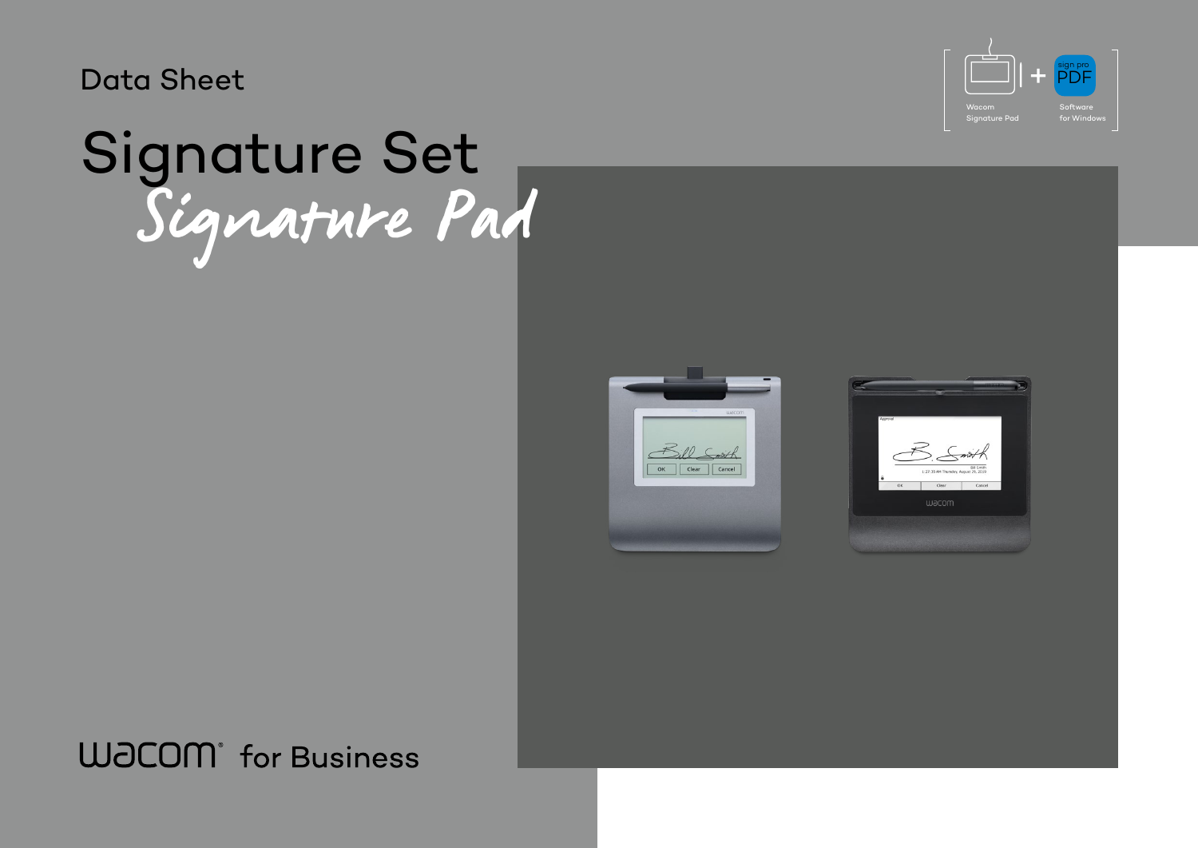Data Sheet

# Signature Set

## *Signature Pad*

Wacom Signature Pad + sign pro PDF Software for Windows

wacom® for Business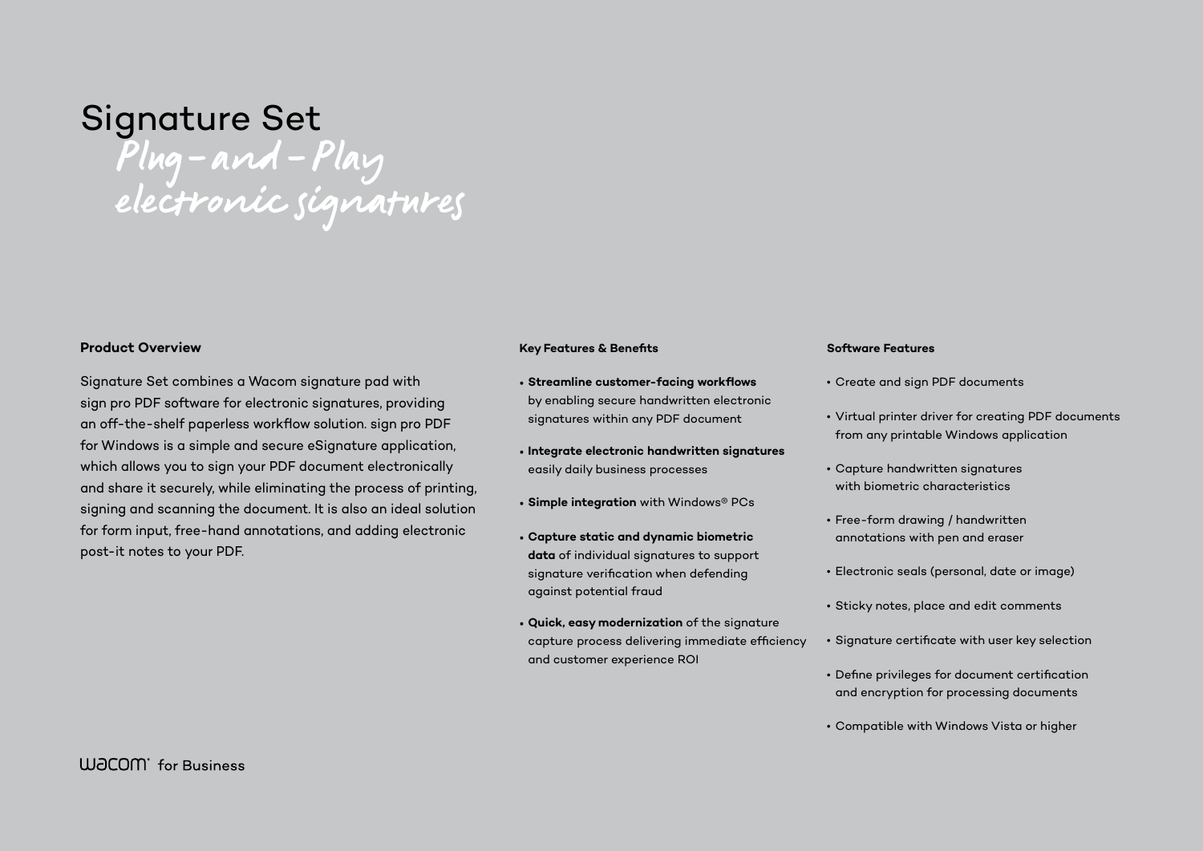# Signature Set

*Plug-and-Play electronic signatures*

### Product Overview

Signature Set combines a Wacom signature pad with sign pro PDF software for electronic signatures, providing an off-the-shelf paperless workflow solution. sign pro PDF for Windows is a simple and secure eSignature application, which allows you to sign your PDF document electronically and share it securely, while eliminating the process of printing, signing and scanning the document. It is also an ideal solution for form input, free-hand annotations, and adding electronic post-it notes to your PDF.

### Key Features & Benefits

- **Streamline customer-facing workflows** by enabling secure handwritten electronic signatures within any PDF document
- **Integrate electronic handwritten signatures** easily daily business processes
- **Simple integration** with Windows® PCs
- **Capture static and dynamic biometric data** of individual signatures to support signature verification when defending against potential fraud
- **Quick, easy modernization** of the signature capture process delivering immediate efficiency and customer experience ROI

### Software Features

- Create and sign PDF documents
- Virtual printer driver for creating PDF documents from any printable Windows application
- Capture handwritten signatures with biometric characteristics
- Free-form drawing / handwritten annotations with pen and eraser
- Electronic seals (personal, date or image)
- Sticky notes, place and edit comments
- Signature certificate with user key selection
- Define privileges for document certification and encryption for processing documents
- Compatible with Windows Vista or higher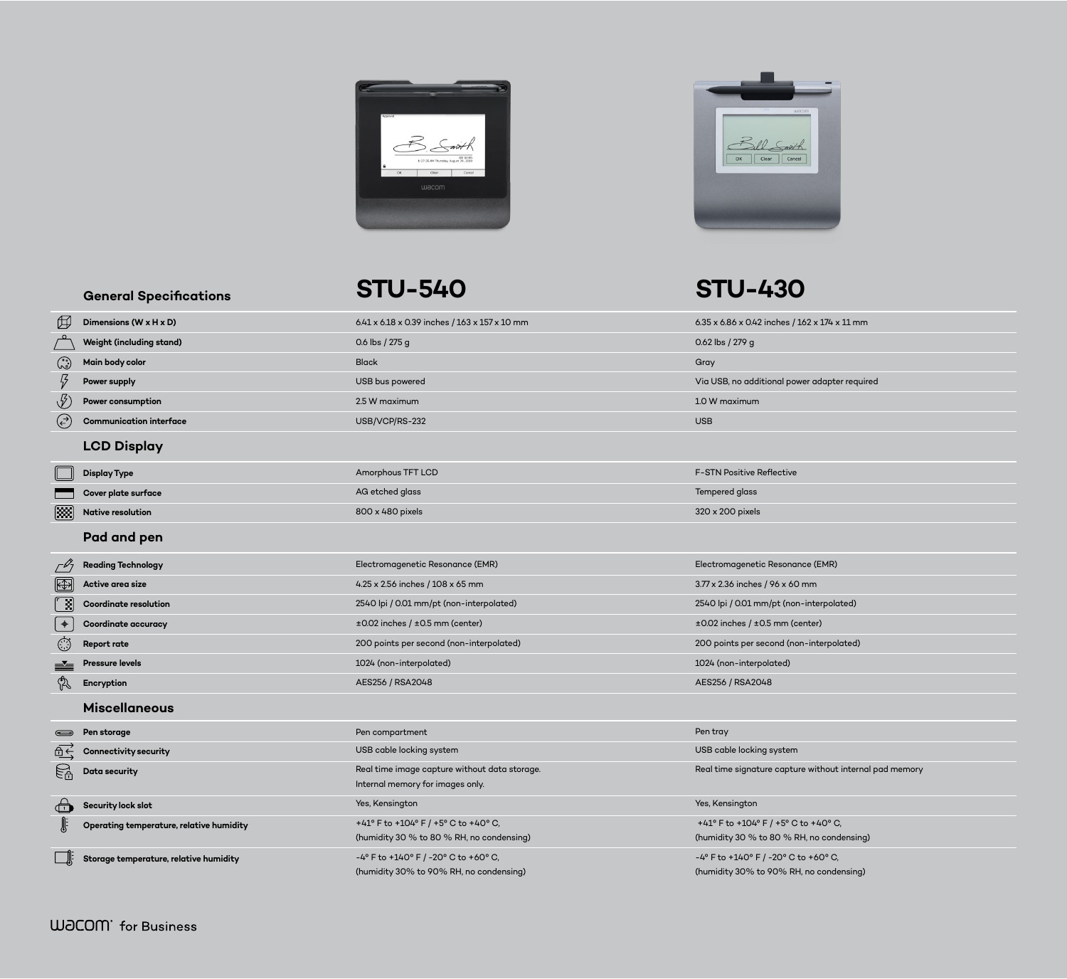| General Specifications | STU-540 | STU-430 |
|---|---|---|
| Dimensions (W x H x D) | 6.41 x 6.18 x 0.39 inches / 163 x 157 x 10 mm | 6.35 x 6.86 x 0.42 inches / 162 x 174 x 11 mm |
| Weight (including stand) | 0.6 lbs / 275 g | 0.62 lbs / 279 g |
| Main body color | Black | Gray |
| Power supply | USB bus powered | Via USB, no additional power adapter required |
| Power consumption | 2.5 W maximum | 1.0 W maximum |
| Communication interface | USB/VCP/RS-232 | USB |
| **LCD Display** | | |
| Display Type | Amorphous TFT LCD | F-STN Positive Reflective |
| Cover plate surface | AG etched glass | Tempered glass |
| Native resolution | 800 x 480 pixels | 320 x 200 pixels |
| **Pad and pen** | | |
| Reading Technology | Electromagenetic Resonance (EMR) | Electromagenetic Resonance (EMR) |
| Active area size | 4.25 x 2.56 inches / 108 x 65 mm | 3.77 x 2.36 inches / 96 x 60 mm |
| Coordinate resolution | 2540 lpi / 0.01 mm/pt (non-interpolated) | 2540 lpi / 0.01 mm/pt (non-interpolated) |
| Coordinate accuracy | ±0.02 inches / ±0.5 mm (center) | ±0.02 inches / ±0.5 mm (center) |
| Report rate | 200 points per second (non-interpolated) | 200 points per second (non-interpolated) |
| Pressure levels | 1024 (non-interpolated) | 1024 (non-interpolated) |
| Encryption | AES256 / RSA2048 | AES256 / RSA2048 |
| **Miscellaneous** | | |
| Pen storage | Pen compartment | Pen tray |
| Connectivity security | USB cable locking system | USB cable locking system |
| Data security | Real time image capture without data storage. Internal memory for images only. | Real time signature capture without internal pad memory |
| Security lock slot | Yes, Kensington | Yes, Kensington |
| Operating temperature, relative humidity | +41° F to +104° F / +5° C to +40° C, (humidity 30 % to 80 % RH, no condensing) | +41° F to +104° F / +5° C to +40° C, (humidity 30 % to 80 % RH, no condensing) |
| Storage temperature, relative humidity | -4° F to +140° F / -20° C to +60° C, (humidity 30% to 90% RH, no condensing) | -4° F to +140° F / -20° C to +60° C, (humidity 30% to 90% RH, no condensing) |

wacom for Business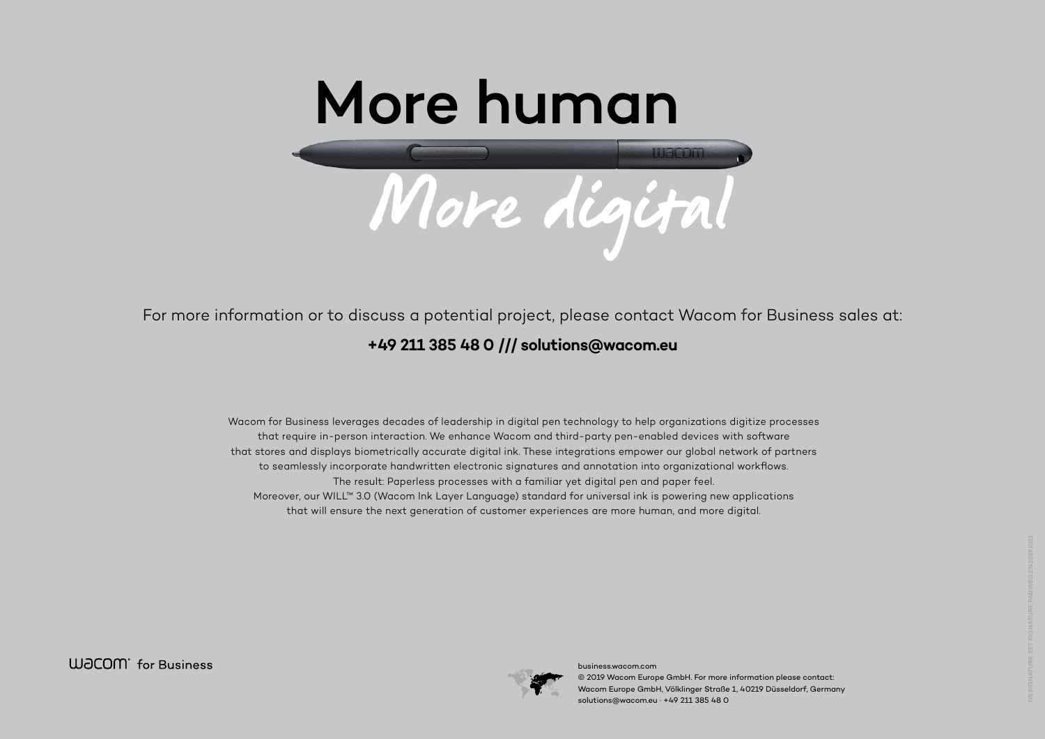# More human

*More digital*

For more information or to discuss a potential project, please contact Wacom for Business sales at:

**+49 211 385 48 0 /// solutions@wacom.eu**

Wacom for Business leverages decades of leadership in digital pen technology to help organizations digitize processes that require in-person interaction. We enhance Wacom and third-party pen-enabled devices with software that stores and displays biometrically accurate digital ink. These integrations empower our global network of partners to seamlessly incorporate handwritten electronic signatures and annotation into organizational workflows. The result: Paperless processes with a familiar yet digital pen and paper feel. Moreover, our WILL™ 3.0 (Wacom Ink Layer Language) standard for universal ink is powering new applications that will ensure the next generation of customer experiences are more human, and more digital.

wacom for Business

business.wacom.com
© 2019 Wacom Europe GmbH. For more information please contact:
Wacom Europe GmbH, Völklinger Straße 1, 40219 Düsseldorf, Germany
solutions@wacom.eu · +49 211 385 48 0

DS.SIGNATURE SET SIGNATURE PAD.WEG.EN.20191021